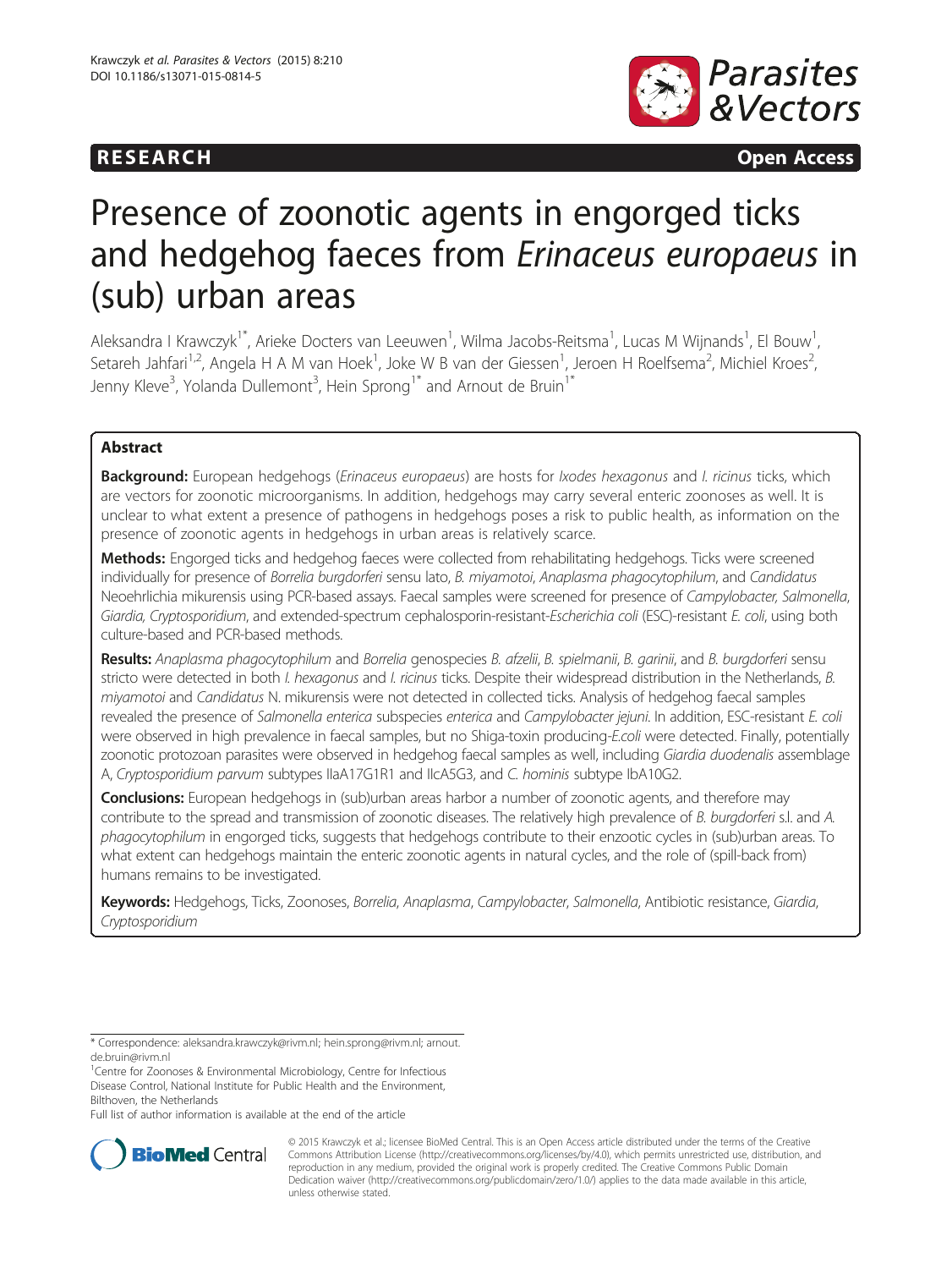RESEARCH Open Access

# Presence of zoonotic agents in engorged ticks and hedgehog faeces from *Erinaceus europaeus* in (sub) urban areas

Aleksandra I Krawczyk[1*], Arieke Docters van Leeuwen[1], Wilma Jacobs-Reitsma[1], Lucas M Wijnands[1], El Bouw[1], Setareh Jahfari[1,2], Angela H A M van Hoek[1], Joke W B van der Giessen[1], Jeroen H Roelfsema[2], Michiel Kroes[2], Jenny Kleve[3], Yolanda Dullemont[3], Hein Sprong[1*] and Arnout de Bruin[1*]

## Abstract

**Background:** European hedgehogs (*Erinaceus europaeus*) are hosts for *Ixodes hexagonus* and *I. ricinus* ticks, which are vectors for zoonotic microorganisms. In addition, hedgehogs may carry several enteric zoonoses as well. It is unclear to what extent a presence of pathogens in hedgehogs poses a risk to public health, as information on the presence of zoonotic agents in hedgehogs in urban areas is relatively scarce.

**Methods:** Engorged ticks and hedgehog faeces were collected from rehabilitating hedgehogs. Ticks were screened individually for presence of *Borrelia burgdorferi* sensu lato, *B. miyamotoi*, *Anaplasma phagocytophilum*, and *Candidatus* Neoehrlichia mikurensis using PCR-based assays. Faecal samples were screened for presence of *Campylobacter, Salmonella, Giardia, Cryptosporidium*, and extended-spectrum cephalosporin-resistant-*Escherichia coli* (ESC)-resistant *E. coli*, using both culture-based and PCR-based methods.

**Results:** *Anaplasma phagocytophilum* and *Borrelia* genospecies *B. afzelii*, *B. spielmanii*, *B. garinii*, and *B. burgdorferi* sensu stricto were detected in both *I. hexagonus* and *I. ricinus* ticks. Despite their widespread distribution in the Netherlands, *B. miyamotoi* and *Candidatus* N. mikurensis were not detected in collected ticks. Analysis of hedgehog faecal samples revealed the presence of *Salmonella enterica* subspecies *enterica* and *Campylobacter jejuni*. In addition, ESC-resistant *E. coli* were observed in high prevalence in faecal samples, but no Shiga-toxin producing-*E.coli* were detected. Finally, potentially zoonotic protozoan parasites were observed in hedgehog faecal samples as well, including *Giardia duodenalis* assemblage A, *Cryptosporidium parvum* subtypes IIaA17G1R1 and IIcA5G3, and *C. hominis* subtype IbA10G2.

**Conclusions:** European hedgehogs in (sub)urban areas harbor a number of zoonotic agents, and therefore may contribute to the spread and transmission of zoonotic diseases. The relatively high prevalence of *B. burgdorferi* s.l. and *A. phagocytophilum* in engorged ticks, suggests that hedgehogs contribute to their enzootic cycles in (sub)urban areas. To what extent can hedgehogs maintain the enteric zoonotic agents in natural cycles, and the role of (spill-back from) humans remains to be investigated.

**Keywords:** Hedgehogs, Ticks, Zoonoses, *Borrelia*, *Anaplasma*, *Campylobacter*, *Salmonella*, Antibiotic resistance, *Giardia*, *Cryptosporidium*

\* Correspondence: aleksandra.krawczyk@rivm.nl; hein.sprong@rivm.nl; arnout.de.bruin@rivm.nl

[1]Centre for Zoonoses & Environmental Microbiology, Centre for Infectious Disease Control, National Institute for Public Health and the Environment, Bilthoven, the Netherlands

Full list of author information is available at the end of the article

© 2015 Krawczyk et al.; licensee BioMed Central. This is an Open Access article distributed under the terms of the Creative Commons Attribution License (http://creativecommons.org/licenses/by/4.0), which permits unrestricted use, distribution, and reproduction in any medium, provided the original work is properly credited. The Creative Commons Public Domain Dedication waiver (http://creativecommons.org/publicdomain/zero/1.0/) applies to the data made available in this article, unless otherwise stated.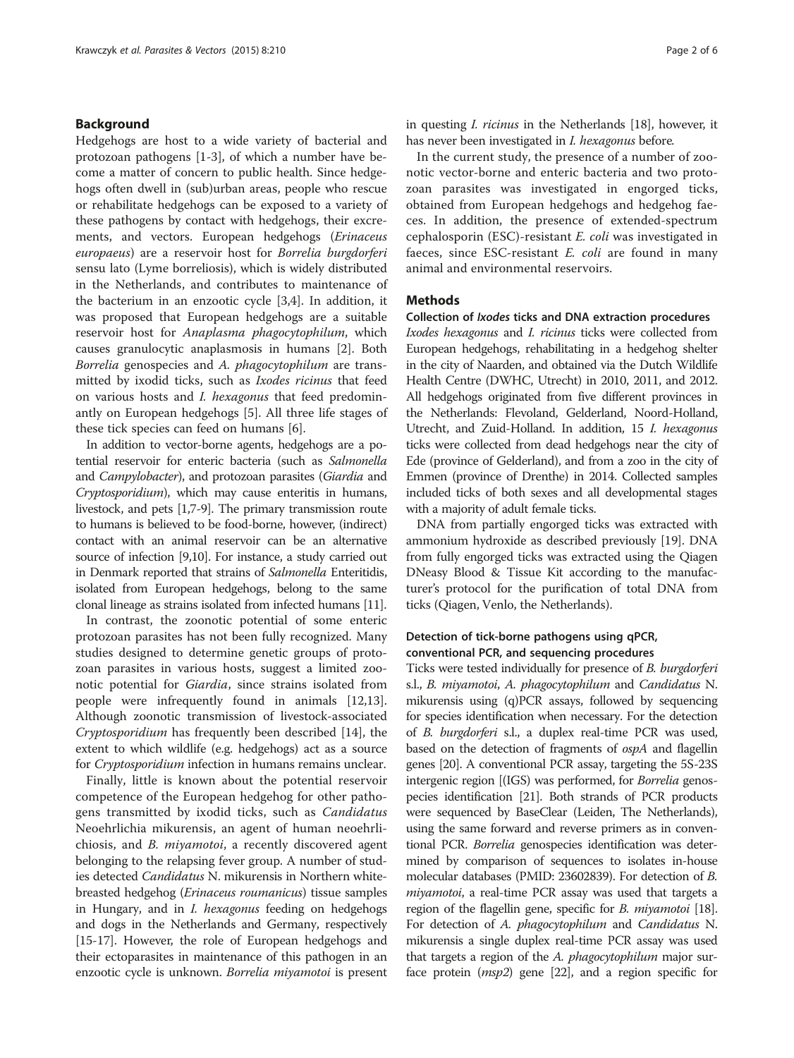## Background

Hedgehogs are host to a wide variety of bacterial and protozoan pathogens [1-3], of which a number have become a matter of concern to public health. Since hedgehogs often dwell in (sub)urban areas, people who rescue or rehabilitate hedgehogs can be exposed to a variety of these pathogens by contact with hedgehogs, their excrements, and vectors. European hedgehogs (*Erinaceus europaeus*) are a reservoir host for *Borrelia burgdorferi* sensu lato (Lyme borreliosis), which is widely distributed in the Netherlands, and contributes to maintenance of the bacterium in an enzootic cycle [3,4]. In addition, it was proposed that European hedgehogs are a suitable reservoir host for *Anaplasma phagocytophilum*, which causes granulocytic anaplasmosis in humans [2]. Both *Borrelia* genospecies and *A. phagocytophilum* are transmitted by ixodid ticks, such as *Ixodes ricinus* that feed on various hosts and *I. hexagonus* that feed predominantly on European hedgehogs [5]. All three life stages of these tick species can feed on humans [6].

In addition to vector-borne agents, hedgehogs are a potential reservoir for enteric bacteria (such as *Salmonella* and *Campylobacter*), and protozoan parasites (*Giardia* and *Cryptosporidium*), which may cause enteritis in humans, livestock, and pets [1,7-9]. The primary transmission route to humans is believed to be food-borne, however, (indirect) contact with an animal reservoir can be an alternative source of infection [9,10]. For instance, a study carried out in Denmark reported that strains of *Salmonella* Enteritidis, isolated from European hedgehogs, belong to the same clonal lineage as strains isolated from infected humans [11].

In contrast, the zoonotic potential of some enteric protozoan parasites has not been fully recognized. Many studies designed to determine genetic groups of protozoan parasites in various hosts, suggest a limited zoonotic potential for *Giardia*, since strains isolated from people were infrequently found in animals [12,13]. Although zoonotic transmission of livestock-associated *Cryptosporidium* has frequently been described [14], the extent to which wildlife (e.g. hedgehogs) act as a source for *Cryptosporidium* infection in humans remains unclear.

Finally, little is known about the potential reservoir competence of the European hedgehog for other pathogens transmitted by ixodid ticks, such as *Candidatus* Neoehrlichia mikurensis, an agent of human neoehrlichiosis, and *B. miyamotoi*, a recently discovered agent belonging to the relapsing fever group. A number of studies detected *Candidatus* N. mikurensis in Northern white-breasted hedgehog (*Erinaceus roumanicus*) tissue samples in Hungary, and in *I. hexagonus* feeding on hedgehogs and dogs in the Netherlands and Germany, respectively [15-17]. However, the role of European hedgehogs and their ectoparasites in maintenance of this pathogen in an enzootic cycle is unknown. *Borrelia miyamotoi* is present in questing *I. ricinus* in the Netherlands [18], however, it has never been investigated in *I. hexagonus* before.

In the current study, the presence of a number of zoonotic vector-borne and enteric bacteria and two protozoan parasites was investigated in engorged ticks, obtained from European hedgehogs and hedgehog faeces. In addition, the presence of extended-spectrum cephalosporin (ESC)-resistant *E. coli* was investigated in faeces, since ESC-resistant *E. coli* are found in many animal and environmental reservoirs.

## Methods

### Collection of *Ixodes* ticks and DNA extraction procedures

*Ixodes hexagonus* and *I. ricinus* ticks were collected from European hedgehogs, rehabilitating in a hedgehog shelter in the city of Naarden, and obtained via the Dutch Wildlife Health Centre (DWHC, Utrecht) in 2010, 2011, and 2012. All hedgehogs originated from five different provinces in the Netherlands: Flevoland, Gelderland, Noord-Holland, Utrecht, and Zuid-Holland. In addition, 15 *I. hexagonus* ticks were collected from dead hedgehogs near the city of Ede (province of Gelderland), and from a zoo in the city of Emmen (province of Drenthe) in 2014. Collected samples included ticks of both sexes and all developmental stages with a majority of adult female ticks.

DNA from partially engorged ticks was extracted with ammonium hydroxide as described previously [19]. DNA from fully engorged ticks was extracted using the Qiagen DNeasy Blood & Tissue Kit according to the manufacturer's protocol for the purification of total DNA from ticks (Qiagen, Venlo, the Netherlands).

### Detection of tick-borne pathogens using qPCR, conventional PCR, and sequencing procedures

Ticks were tested individually for presence of *B. burgdorferi* s.l., *B. miyamotoi*, *A. phagocytophilum* and *Candidatus* N. mikurensis using (q)PCR assays, followed by sequencing for species identification when necessary. For the detection of *B. burgdorferi* s.l., a duplex real-time PCR was used, based on the detection of fragments of *ospA* and flagellin genes [20]. A conventional PCR assay, targeting the 5S-23S intergenic region [(IGS) was performed, for *Borrelia* genospecies identification [21]. Both strands of PCR products were sequenced by BaseClear (Leiden, The Netherlands), using the same forward and reverse primers as in conventional PCR. *Borrelia* genospecies identification was determined by comparison of sequences to isolates in-house molecular databases (PMID: 23602839). For detection of *B. miyamotoi*, a real-time PCR assay was used that targets a region of the flagellin gene, specific for *B. miyamotoi* [18]. For detection of *A. phagocytophilum* and *Candidatus* N. mikurensis a single duplex real-time PCR assay was used that targets a region of the *A. phagocytophilum* major surface protein (*msp2*) gene [22], and a region specific for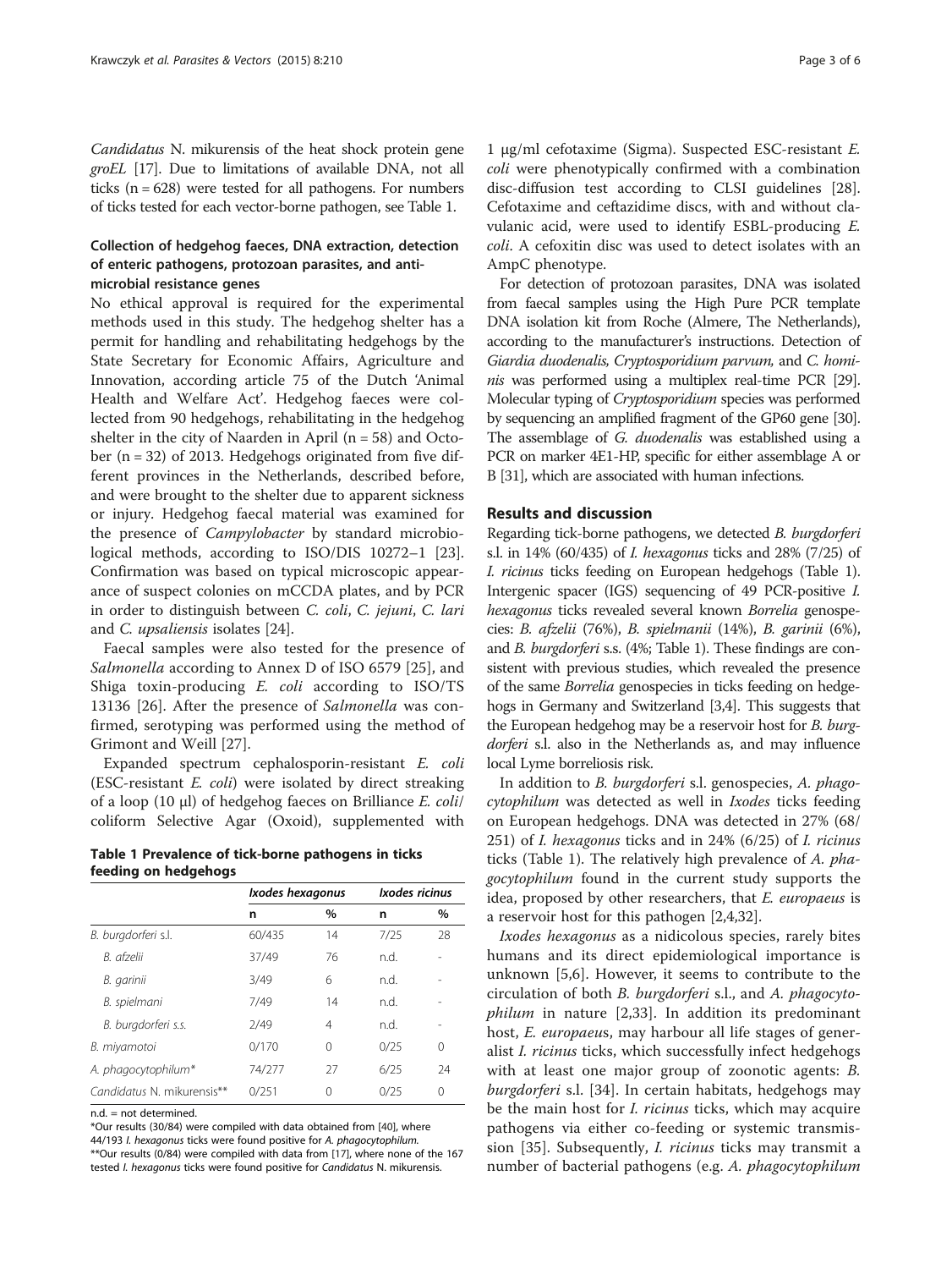*Candidatus* N. mikurensis of the heat shock protein gene *groEL* [17]. Due to limitations of available DNA, not all ticks (n = 628) were tested for all pathogens. For numbers of ticks tested for each vector-borne pathogen, see Table 1.

### Collection of hedgehog faeces, DNA extraction, detection of enteric pathogens, protozoan parasites, and anti-microbial resistance genes

No ethical approval is required for the experimental methods used in this study. The hedgehog shelter has a permit for handling and rehabilitating hedgehogs by the State Secretary for Economic Affairs, Agriculture and Innovation, according article 75 of the Dutch 'Animal Health and Welfare Act'. Hedgehog faeces were collected from 90 hedgehogs, rehabilitating in the hedgehog shelter in the city of Naarden in April (n = 58) and October (n = 32) of 2013. Hedgehogs originated from five different provinces in the Netherlands, described before, and were brought to the shelter due to apparent sickness or injury. Hedgehog faecal material was examined for the presence of *Campylobacter* by standard microbiological methods, according to ISO/DIS 10272–1 [23]. Confirmation was based on typical microscopic appearance of suspect colonies on mCCDA plates, and by PCR in order to distinguish between *C. coli*, *C. jejuni*, *C. lari* and *C. upsaliensis* isolates [24].

Faecal samples were also tested for the presence of *Salmonella* according to Annex D of ISO 6579 [25], and Shiga toxin-producing *E. coli* according to ISO/TS 13136 [26]. After the presence of *Salmonella* was confirmed, serotyping was performed using the method of Grimont and Weill [27].

Expanded spectrum cephalosporin-resistant *E. coli* (ESC-resistant *E. coli*) were isolated by direct streaking of a loop (10 μl) of hedgehog faeces on Brilliance *E. coli*/coliform Selective Agar (Oxoid), supplemented with 1 μg/ml cefotaxime (Sigma). Suspected ESC-resistant *E. coli* were phenotypically confirmed with a combination disc-diffusion test according to CLSI guidelines [28]. Cefotaxime and ceftazidime discs, with and without clavulanic acid, were used to identify ESBL-producing *E. coli*. A cefoxitin disc was used to detect isolates with an AmpC phenotype.

For detection of protozoan parasites, DNA was isolated from faecal samples using the High Pure PCR template DNA isolation kit from Roche (Almere, The Netherlands), according to the manufacturer's instructions. Detection of *Giardia duodenalis*, *Cryptosporidium parvum*, and *C. hominis* was performed using a multiplex real-time PCR [29]. Molecular typing of *Cryptosporidium* species was performed by sequencing an amplified fragment of the GP60 gene [30]. The assemblage of *G. duodenalis* was established using a PCR on marker 4E1-HP, specific for either assemblage A or B [31], which are associated with human infections.

**Table 1 Prevalence of tick-borne pathogens in ticks feeding on hedgehogs**

| | *Ixodes hexagonus* | | *Ixodes ricinus* | |
|---|---|---|---|---|
| | n | % | n | % |
| *B. burgdorferi* s.l. | 60/435 | 14 | 7/25 | 28 |
| *B. afzelii* | 37/49 | 76 | n.d. | - |
| *B. garinii* | 3/49 | 6 | n.d. | - |
| *B. spielmani* | 7/49 | 14 | n.d. | - |
| *B. burgdorferi s.s.* | 2/49 | 4 | n.d. | - |
| *B. miyamotoi* | 0/170 | 0 | 0/25 | 0 |
| *A. phagocytophilum*\* | 74/277 | 27 | 6/25 | 24 |
| *Candidatus* N. mikurensis\*\* | 0/251 | 0 | 0/25 | 0 |

n.d. = not determined.

\*Our results (30/84) were compiled with data obtained from [40], where 44/193 *I. hexagonus* ticks were found positive for *A. phagocytophilum*.

\*\*Our results (0/84) were compiled with data from [17], where none of the 167 tested *I. hexagonus* ticks were found positive for *Candidatus* N. mikurensis.

## Results and discussion

Regarding tick-borne pathogens, we detected *B. burgdorferi* s.l. in 14% (60/435) of *I. hexagonus* ticks and 28% (7/25) of *I. ricinus* ticks feeding on European hedgehogs (Table 1). Intergenic spacer (IGS) sequencing of 49 PCR-positive *I. hexagonus* ticks revealed several known *Borrelia* genospecies: *B. afzelii* (76%), *B. spielmanii* (14%), *B. garinii* (6%), and *B. burgdorferi* s.s. (4%; Table 1). These findings are consistent with previous studies, which revealed the presence of the same *Borrelia* genospecies in ticks feeding on hedgehogs in Germany and Switzerland [3,4]. This suggests that the European hedgehog may be a reservoir host for *B. burgdorferi* s.l. also in the Netherlands as, and may influence local Lyme borreliosis risk.

In addition to *B. burgdorferi* s.l. genospecies, *A. phagocytophilum* was detected as well in *Ixodes* ticks feeding on European hedgehogs. DNA was detected in 27% (68/251) of *I. hexagonus* ticks and in 24% (6/25) of *I. ricinus* ticks (Table 1). The relatively high prevalence of *A. phagocytophilum* found in the current study supports the idea, proposed by other researchers, that *E. europaeus* is a reservoir host for this pathogen [2,4,32].

*Ixodes hexagonus* as a nidicolous species, rarely bites humans and its direct epidemiological importance is unknown [5,6]. However, it seems to contribute to the circulation of both *B. burgdorferi* s.l., and *A. phagocytophilum* in nature [2,33]. In addition its predominant host, *E. europaeus*, may harbour all life stages of generalist *I. ricinus* ticks, which successfully infect hedgehogs with at least one major group of zoonotic agents: *B. burgdorferi* s.l. [34]. In certain habitats, hedgehogs may be the main host for *I. ricinus* ticks, which may acquire pathogens via either co-feeding or systemic transmission [35]. Subsequently, *I. ricinus* ticks may transmit a number of bacterial pathogens (e.g. *A. phagocytophilum*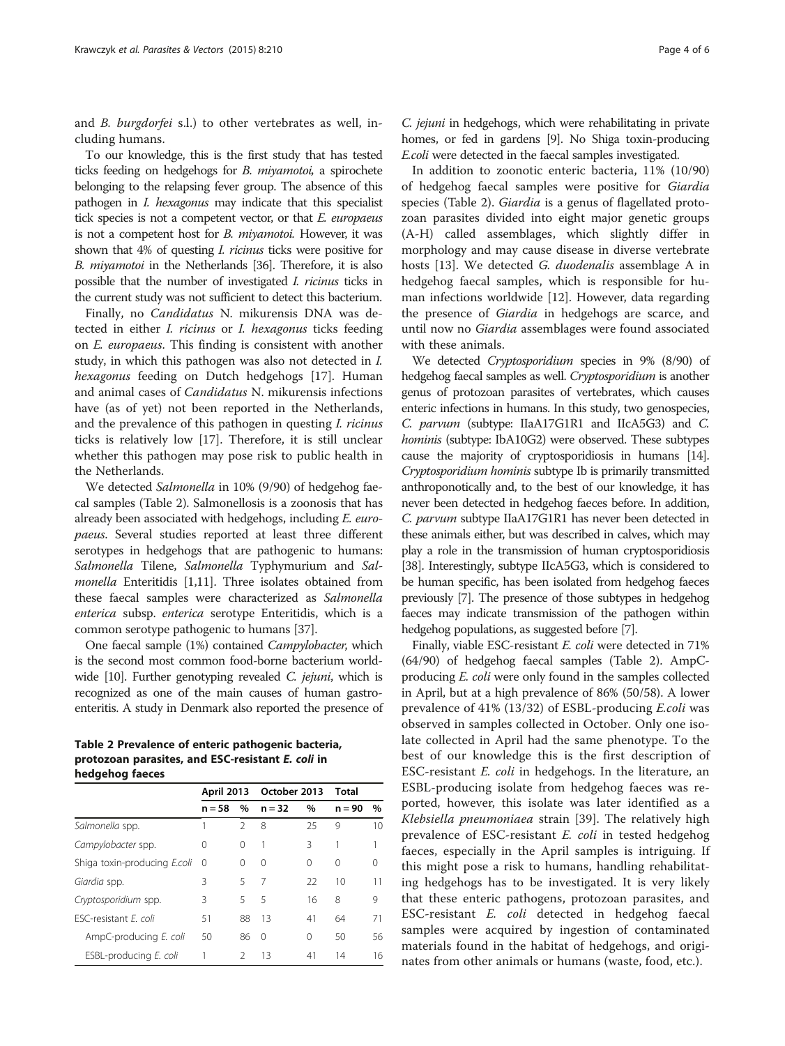and *B. burgdorfei* s.l.) to other vertebrates as well, including humans.

To our knowledge, this is the first study that has tested ticks feeding on hedgehogs for *B. miyamotoi*, a spirochete belonging to the relapsing fever group. The absence of this pathogen in *I. hexagonus* may indicate that this specialist tick species is not a competent vector, or that *E. europaeus* is not a competent host for *B. miyamotoi*. However, it was shown that 4% of questing *I. ricinus* ticks were positive for *B. miyamotoi* in the Netherlands [36]. Therefore, it is also possible that the number of investigated *I. ricinus* ticks in the current study was not sufficient to detect this bacterium.

Finally, no *Candidatus* N. mikurensis DNA was detected in either *I. ricinus* or *I. hexagonus* ticks feeding on *E. europaeus*. This finding is consistent with another study, in which this pathogen was also not detected in *I. hexagonus* feeding on Dutch hedgehogs [17]. Human and animal cases of *Candidatus* N. mikurensis infections have (as of yet) not been reported in the Netherlands, and the prevalence of this pathogen in questing *I. ricinus* ticks is relatively low [17]. Therefore, it is still unclear whether this pathogen may pose risk to public health in the Netherlands.

We detected *Salmonella* in 10% (9/90) of hedgehog faecal samples (Table 2). Salmonellosis is a zoonosis that has already been associated with hedgehogs, including *E. europaeus*. Several studies reported at least three different serotypes in hedgehogs that are pathogenic to humans: *Salmonella* Tilene, *Salmonella* Typhymurium and *Salmonella* Enteritidis [1,11]. Three isolates obtained from these faecal samples were characterized as *Salmonella enterica* subsp. *enterica* serotype Enteritidis, which is a common serotype pathogenic to humans [37].

One faecal sample (1%) contained *Campylobacter*, which is the second most common food-borne bacterium worldwide [10]. Further genotyping revealed *C. jejuni*, which is recognized as one of the main causes of human gastroenteritis. A study in Denmark also reported the presence of *C. jejuni* in hedgehogs, which were rehabilitating in private homes, or fed in gardens [9]. No Shiga toxin-producing *E.coli* were detected in the faecal samples investigated.

**Table 2 Prevalence of enteric pathogenic bacteria, protozoan parasites, and ESC-resistant *E. coli* in hedgehog faeces**

| | April 2013 | | October 2013 | | Total | |
|---|---|---|---|---|---|---|
| | n = 58 | % | n = 32 | % | n = 90 | % |
| *Salmonella* spp. | 1 | 2 | 8 | 25 | 9 | 10 |
| *Campylobacter* spp. | 0 | 0 | 1 | 3 | 1 | 1 |
| Shiga toxin-producing *E.coli* | 0 | 0 | 0 | 0 | 0 | 0 |
| *Giardia* spp. | 3 | 5 | 7 | 22 | 10 | 11 |
| *Cryptosporidium* spp. | 3 | 5 | 5 | 16 | 8 | 9 |
| ESC-resistant *E. coli* | 51 | 88 | 13 | 41 | 64 | 71 |
| AmpC-producing *E. coli* | 50 | 86 | 0 | 0 | 50 | 56 |
| ESBL-producing *E. coli* | 1 | 2 | 13 | 41 | 14 | 16 |

In addition to zoonotic enteric bacteria, 11% (10/90) of hedgehog faecal samples were positive for *Giardia* species (Table 2). *Giardia* is a genus of flagellated protozoan parasites divided into eight major genetic groups (A-H) called assemblages, which slightly differ in morphology and may cause disease in diverse vertebrate hosts [13]. We detected *G. duodenalis* assemblage A in hedgehog faecal samples, which is responsible for human infections worldwide [12]. However, data regarding the presence of *Giardia* in hedgehogs are scarce, and until now no *Giardia* assemblages were found associated with these animals.

We detected *Cryptosporidium* species in 9% (8/90) of hedgehog faecal samples as well. *Cryptosporidium* is another genus of protozoan parasites of vertebrates, which causes enteric infections in humans. In this study, two genospecies, *C. parvum* (subtype: IIaA17G1R1 and IIcA5G3) and *C. hominis* (subtype: IbA10G2) were observed. These subtypes cause the majority of cryptosporidiosis in humans [14]. *Cryptosporidium hominis* subtype Ib is primarily transmitted anthroponotically and, to the best of our knowledge, it has never been detected in hedgehog faeces before. In addition, *C. parvum* subtype IIaA17G1R1 has never been detected in these animals either, but was described in calves, which may play a role in the transmission of human cryptosporidiosis [38]. Interestingly, subtype IIcA5G3, which is considered to be human specific, has been isolated from hedgehog faeces previously [7]. The presence of those subtypes in hedgehog faeces may indicate transmission of the pathogen within hedgehog populations, as suggested before [7].

Finally, viable ESC-resistant *E. coli* were detected in 71% (64/90) of hedgehog faecal samples (Table 2). AmpC-producing *E. coli* were only found in the samples collected in April, but at a high prevalence of 86% (50/58). A lower prevalence of 41% (13/32) of ESBL-producing *E.coli* was observed in samples collected in October. Only one isolate collected in April had the same phenotype. To the best of our knowledge this is the first description of ESC-resistant *E. coli* in hedgehogs. In the literature, an ESBL-producing isolate from hedgehog faeces was reported, however, this isolate was later identified as a *Klebsiella pneumoniaea* strain [39]. The relatively high prevalence of ESC-resistant *E. coli* in tested hedgehog faeces, especially in the April samples is intriguing. If this might pose a risk to humans, handling rehabilitating hedgehogs has to be investigated. It is very likely that these enteric pathogens, protozoan parasites, and ESC-resistant *E. coli* detected in hedgehog faecal samples were acquired by ingestion of contaminated materials found in the habitat of hedgehogs, and originates from other animals or humans (waste, food, etc.).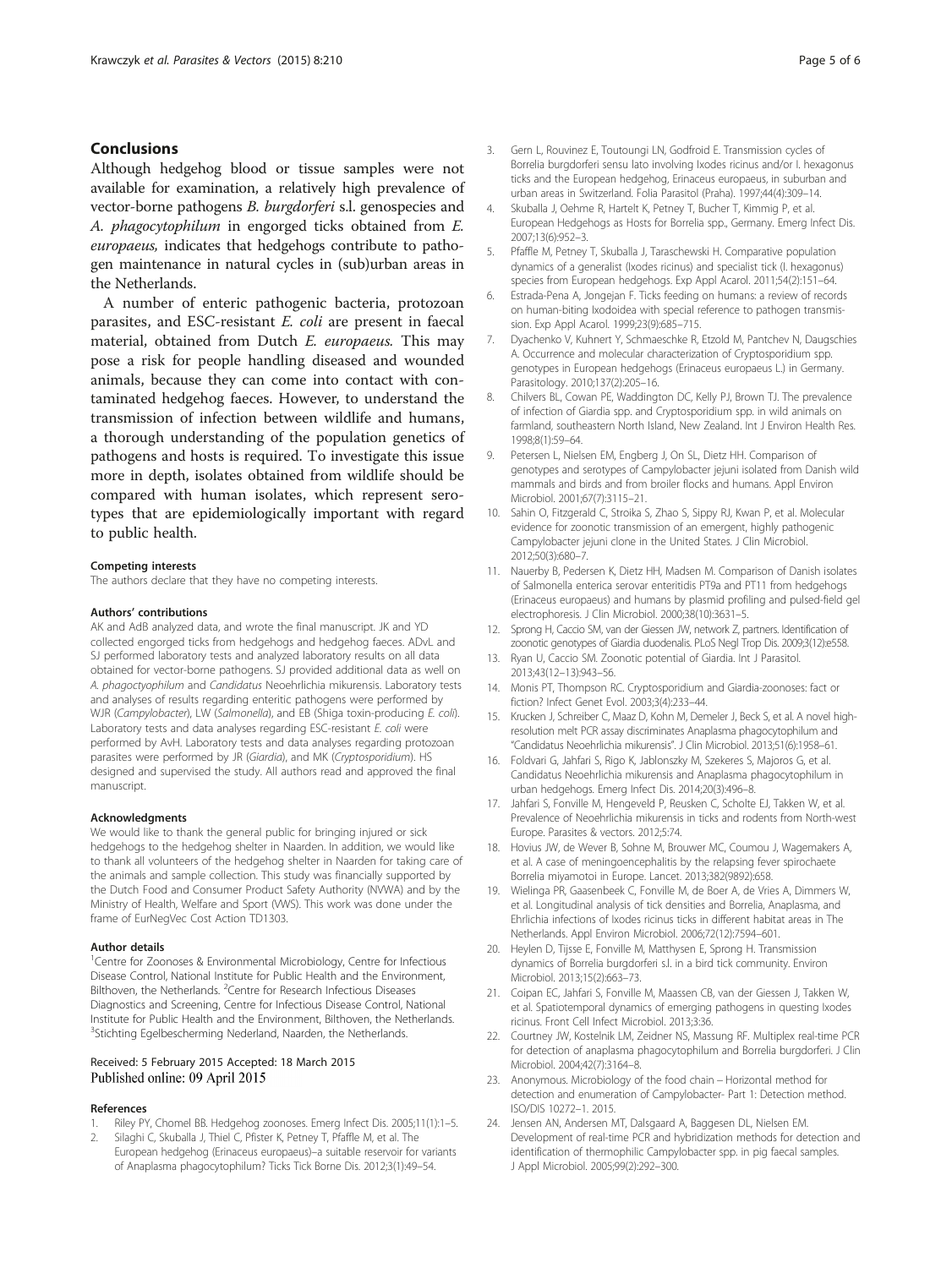## Conclusions

Although hedgehog blood or tissue samples were not available for examination, a relatively high prevalence of vector-borne pathogens *B. burgdorferi* s.l. genospecies and *A. phagocytophilum* in engorged ticks obtained from *E. europaeus,* indicates that hedgehogs contribute to pathogen maintenance in natural cycles in (sub)urban areas in the Netherlands.

A number of enteric pathogenic bacteria, protozoan parasites, and ESC-resistant *E. coli* are present in faecal material, obtained from Dutch *E. europaeus.* This may pose a risk for people handling diseased and wounded animals, because they can come into contact with contaminated hedgehog faeces. However, to understand the transmission of infection between wildlife and humans, a thorough understanding of the population genetics of pathogens and hosts is required. To investigate this issue more in depth, isolates obtained from wildlife should be compared with human isolates, which represent serotypes that are epidemiologically important with regard to public health.

#### Competing interests

The authors declare that they have no competing interests.

#### Authors' contributions

AK and AdB analyzed data, and wrote the final manuscript. JK and YD collected engorged ticks from hedgehogs and hedgehog faeces. ADvL and SJ performed laboratory tests and analyzed laboratory results on all data obtained for vector-borne pathogens. SJ provided additional data as well on *A. phagoctyophilum* and *Candidatus* Neoehrlichia mikurensis. Laboratory tests and analyses of results regarding enteritic pathogens were performed by WJR (*Campylobacter*), LW (*Salmonella*), and EB (Shiga toxin-producing *E. coli*). Laboratory tests and data analyses regarding ESC-resistant *E. coli* were performed by AvH. Laboratory tests and data analyses regarding protozoan parasites were performed by JR (*Giardia*), and MK (*Cryptosporidium*). HS designed and supervised the study. All authors read and approved the final manuscript.

#### Acknowledgments

We would like to thank the general public for bringing injured or sick hedgehogs to the hedgehog shelter in Naarden. In addition, we would like to thank all volunteers of the hedgehog shelter in Naarden for taking care of the animals and sample collection. This study was financially supported by the Dutch Food and Consumer Product Safety Authority (NVWA) and by the Ministry of Health, Welfare and Sport (VWS). This work was done under the frame of EurNegVec Cost Action TD1303.

#### Author details

[1]Centre for Zoonoses & Environmental Microbiology, Centre for Infectious Disease Control, National Institute for Public Health and the Environment, Bilthoven, the Netherlands. [2]Centre for Research Infectious Diseases Diagnostics and Screening, Centre for Infectious Disease Control, National Institute for Public Health and the Environment, Bilthoven, the Netherlands. [3]Stichting Egelbescherming Nederland, Naarden, the Netherlands.

Received: 5 February 2015 Accepted: 18 March 2015
Published online: 09 April 2015

#### References

1. Riley PY, Chomel BB. Hedgehog zoonoses. Emerg Infect Dis. 2005;11(1):1–5.
2. Silaghi C, Skuballa J, Thiel C, Pfister K, Petney T, Pfaffle M, et al. The European hedgehog (Erinaceus europaeus)–a suitable reservoir for variants of Anaplasma phagocytophilum? Ticks Tick Borne Dis. 2012;3(1):49–54.
3. Gern L, Rouvinez E, Toutoungi LN, Godfroid E. Transmission cycles of Borrelia burgdorferi sensu lato involving Ixodes ricinus and/or I. hexagonus ticks and the European hedgehog, Erinaceus europaeus, in suburban and urban areas in Switzerland. Folia Parasitol (Praha). 1997;44(4):309–14.
4. Skuballa J, Oehme R, Hartelt K, Petney T, Bucher T, Kimmig P, et al. European Hedgehogs as Hosts for Borrelia spp., Germany. Emerg Infect Dis. 2007;13(6):952–3.
5. Pfaffle M, Petney T, Skuballa J, Taraschewski H. Comparative population dynamics of a generalist (Ixodes ricinus) and specialist tick (I. hexagonus) species from European hedgehogs. Exp Appl Acarol. 2011;54(2):151–64.
6. Estrada-Pena A, Jongejan F. Ticks feeding on humans: a review of records on human-biting Ixodoidea with special reference to pathogen transmission. Exp Appl Acarol. 1999;23(9):685–715.
7. Dyachenko V, Kuhnert Y, Schmaeschke R, Etzold M, Pantchev N, Daugschies A. Occurrence and molecular characterization of Cryptosporidium spp. genotypes in European hedgehogs (Erinaceus europaeus L.) in Germany. Parasitology. 2010;137(2):205–16.
8. Chilvers BL, Cowan PE, Waddington DC, Kelly PJ, Brown TJ. The prevalence of infection of Giardia spp. and Cryptosporidium spp. in wild animals on farmland, southeastern North Island, New Zealand. Int J Environ Health Res. 1998;8(1):59–64.
9. Petersen L, Nielsen EM, Engberg J, On SL, Dietz HH. Comparison of genotypes and serotypes of Campylobacter jejuni isolated from Danish wild mammals and birds and from broiler flocks and humans. Appl Environ Microbiol. 2001;67(7):3115–21.
10. Sahin O, Fitzgerald C, Stroika S, Zhao S, Sippy RJ, Kwan P, et al. Molecular evidence for zoonotic transmission of an emergent, highly pathogenic Campylobacter jejuni clone in the United States. J Clin Microbiol. 2012;50(3):680–7.
11. Nauerby B, Pedersen K, Dietz HH, Madsen M. Comparison of Danish isolates of Salmonella enterica serovar enteritidis PT9a and PT11 from hedgehogs (Erinaceus europaeus) and humans by plasmid profiling and pulsed-field gel electrophoresis. J Clin Microbiol. 2000;38(10):3631–5.
12. Sprong H, Caccio SM, van der Giessen JW, network Z, partners. Identification of zoonotic genotypes of Giardia duodenalis. PLoS Negl Trop Dis. 2009;3(12):e558.
13. Ryan U, Caccio SM. Zoonotic potential of Giardia. Int J Parasitol. 2013;43(12–13):943–56.
14. Monis PT, Thompson RC. Cryptosporidium and Giardia-zoonoses: fact or fiction? Infect Genet Evol. 2003;3(4):233–44.
15. Krucken J, Schreiber C, Maaz D, Kohn M, Demeler J, Beck S, et al. A novel high-resolution melt PCR assay discriminates Anaplasma phagocytophilum and "Candidatus Neoehrlichia mikurensis". J Clin Microbiol. 2013;51(6):1958–61.
16. Foldvari G, Jahfari S, Rigo K, Jablonszky M, Szekeres S, Majoros G, et al. Candidatus Neoehrlichia mikurensis and Anaplasma phagocytophilum in urban hedgehogs. Emerg Infect Dis. 2014;20(3):496–8.
17. Jahfari S, Fonville M, Hengeveld P, Reusken C, Scholte EJ, Takken W, et al. Prevalence of Neoehrlichia mikurensis in ticks and rodents from North-west Europe. Parasites & vectors. 2012;5:74.
18. Hovius JW, de Wever B, Sohne M, Brouwer MC, Coumou J, Wagemakers A, et al. A case of meningoencephalitis by the relapsing fever spirochaete Borrelia miyamotoi in Europe. Lancet. 2013;382(9892):658.
19. Wielinga PR, Gaasenbeek C, Fonville M, de Boer A, de Vries A, Dimmers W, et al. Longitudinal analysis of tick densities and Borrelia, Anaplasma, and Ehrlichia infections of Ixodes ricinus ticks in different habitat areas in The Netherlands. Appl Environ Microbiol. 2006;72(12):7594–601.
20. Heylen D, Tijsse E, Fonville M, Matthysen E, Sprong H. Transmission dynamics of Borrelia burgdorferi s.l. in a bird tick community. Environ Microbiol. 2013;15(2):663–73.
21. Coipan EC, Jahfari S, Fonville M, Maassen CB, van der Giessen J, Takken W, et al. Spatiotemporal dynamics of emerging pathogens in questing Ixodes ricinus. Front Cell Infect Microbiol. 2013;3:36.
22. Courtney JW, Kostelnik LM, Zeidner NS, Massung RF. Multiplex real-time PCR for detection of anaplasma phagocytophilum and Borrelia burgdorferi. J Clin Microbiol. 2004;42(7):3164–8.
23. Anonymous. Microbiology of the food chain – Horizontal method for detection and enumeration of Campylobacter- Part 1: Detection method. ISO/DIS 10272–1. 2015.
24. Jensen AN, Andersen MT, Dalsgaard A, Baggesen DL, Nielsen EM. Development of real-time PCR and hybridization methods for detection and identification of thermophilic Campylobacter spp. in pig faecal samples. J Appl Microbiol. 2005;99(2):292–300.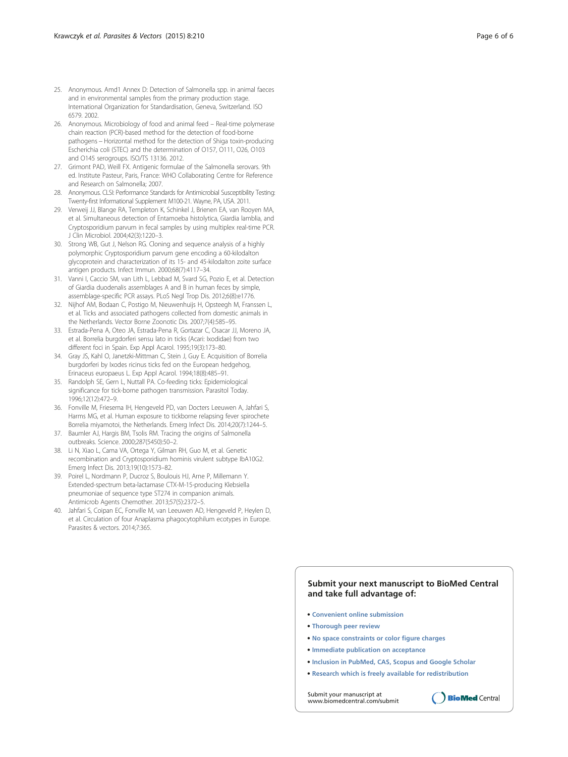25. Anonymous. Amd1 Annex D: Detection of Salmonella spp. in animal faeces and in environmental samples from the primary production stage. International Organization for Standardisation, Geneva, Switzerland. ISO 6579. 2002.
26. Anonymous. Microbiology of food and animal feed – Real-time polymerase chain reaction (PCR)-based method for the detection of food-borne pathogens – Horizontal method for the detection of Shiga toxin-producing Escherichia coli (STEC) and the determination of O157, O111, O26, O103 and O145 serogroups. ISO/TS 13136. 2012.
27. Grimont PAD, Weill FX. Antigenic formulae of the Salmonella serovars. 9th ed. Institute Pasteur, Paris, France: WHO Collaborating Centre for Reference and Research on Salmonella; 2007.
28. Anonymous. CLSI: Performance Standards for Antimicrobial Susceptibility Testing: Twenty-first Informational Supplement M100-21. Wayne, PA, USA. 2011.
29. Verweij JJ, Blange RA, Templeton K, Schinkel J, Brienen EA, van Rooyen MA, et al. Simultaneous detection of Entamoeba histolytica, Giardia lamblia, and Cryptosporidium parvum in fecal samples by using multiplex real-time PCR. J Clin Microbiol. 2004;42(3):1220–3.
30. Strong WB, Gut J, Nelson RG. Cloning and sequence analysis of a highly polymorphic Cryptosporidium parvum gene encoding a 60-kilodalton glycoprotein and characterization of its 15- and 45-kilodalton zoite surface antigen products. Infect Immun. 2000;68(7):4117–34.
31. Vanni I, Caccio SM, van Lith L, Lebbad M, Svard SG, Pozio E, et al. Detection of Giardia duodenalis assemblages A and B in human feces by simple, assemblage-specific PCR assays. PLoS Negl Trop Dis. 2012;6(8):e1776.
32. Nijhof AM, Bodaan C, Postigo M, Nieuwenhuijs H, Opsteegh M, Franssen L, et al. Ticks and associated pathogens collected from domestic animals in the Netherlands. Vector Borne Zoonotic Dis. 2007;7(4):585–95.
33. Estrada-Pena A, Oteo JA, Estrada-Pena R, Gortazar C, Osacar JJ, Moreno JA, et al. Borrelia burgdorferi sensu lato in ticks (Acari: Ixodidae) from two different foci in Spain. Exp Appl Acarol. 1995;19(3):173–80.
34. Gray JS, Kahl O, Janetzki-Mittman C, Stein J, Guy E. Acquisition of Borrelia burgdorferi by Ixodes ricinus ticks fed on the European hedgehog, Erinaceus europaeus L. Exp Appl Acarol. 1994;18(8):485–91.
35. Randolph SE, Gern L, Nuttall PA. Co-feeding ticks: Epidemiological significance for tick-borne pathogen transmission. Parasitol Today. 1996;12(12):472–9.
36. Fonville M, Friesema IH, Hengeveld PD, van Docters Leeuwen A, Jahfari S, Harms MG, et al. Human exposure to tickborne relapsing fever spirochete Borrelia miyamotoi, the Netherlands. Emerg Infect Dis. 2014;20(7):1244–5.
37. Baumler AJ, Hargis BM, Tsolis RM. Tracing the origins of Salmonella outbreaks. Science. 2000;287(5450):50–2.
38. Li N, Xiao L, Cama VA, Ortega Y, Gilman RH, Guo M, et al. Genetic recombination and Cryptosporidium hominis virulent subtype IbA10G2. Emerg Infect Dis. 2013;19(10):1573–82.
39. Poirel L, Nordmann P, Ducroz S, Boulouis HJ, Arne P, Millemann Y. Extended-spectrum beta-lactamase CTX-M-15-producing Klebsiella pneumoniae of sequence type ST274 in companion animals. Antimicrob Agents Chemother. 2013;57(5):2372–5.
40. Jahfari S, Coipan EC, Fonville M, van Leeuwen AD, Hengeveld P, Heylen D, et al. Circulation of four Anaplasma phagocytophilum ecotypes in Europe. Parasites & vectors. 2014;7:365.

**Submit your next manuscript to BioMed Central and take full advantage of:**

- **Convenient online submission**
- **Thorough peer review**
- **No space constraints or color figure charges**
- **Immediate publication on acceptance**
- **Inclusion in PubMed, CAS, Scopus and Google Scholar**
- **Research which is freely available for redistribution**

Submit your manuscript at
www.biomedcentral.com/submit

BioMed Central